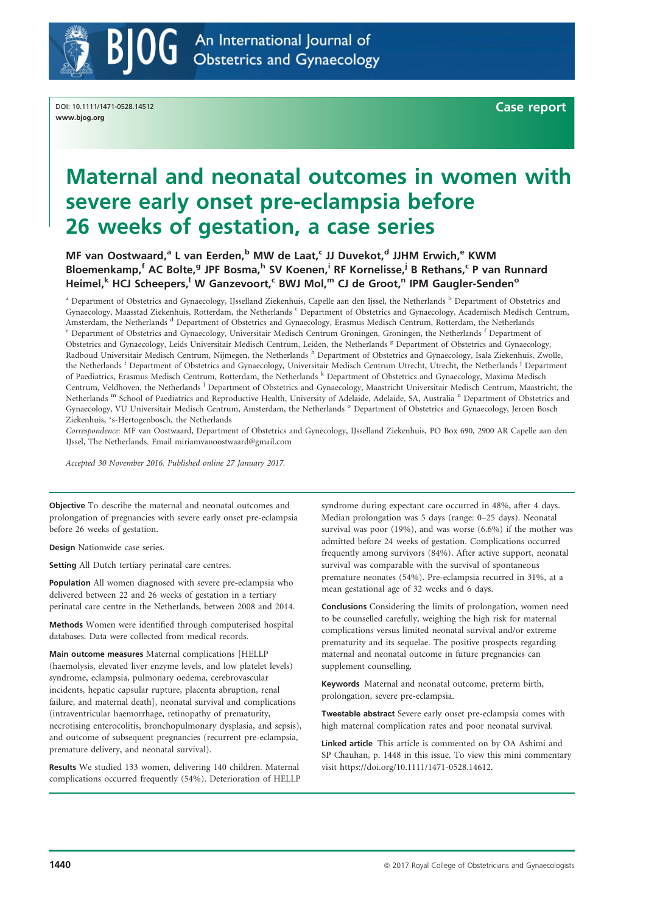DOI: 10.1111/1471-0528.14512
www.bjog.org

**Case report**

# Maternal and neonatal outcomes in women with severe early onset pre-eclampsia before 26 weeks of gestation, a case series

**MF van Oostwaard,[a] L van Eerden,[b] MW de Laat,[c] JJ Duvekot,[d] JJHM Erwich,[e] KWM Bloemenkamp,[f] AC Bolte,[g] JPF Bosma,[h] SV Koenen,[i] RF Kornelisse,[j] B Rethans,[c] P van Runnard Heimel,[k] HCJ Scheepers,[l] W Ganzevoort,[c] BWJ Mol,[m] CJ de Groot,[n] IPM Gaugler-Senden[o]**

[a] Department of Obstetrics and Gynaecology, IJsselland Ziekenhuis, Capelle aan den Ijssel, the Netherlands [b] Department of Obstetrics and Gynaecology, Maasstad Ziekenhuis, Rotterdam, the Netherlands [c] Department of Obstetrics and Gynaecology, Academisch Medisch Centrum, Amsterdam, the Netherlands [d] Department of Obstetrics and Gynaecology, Erasmus Medisch Centrum, Rotterdam, the Netherlands [e] Department of Obstetrics and Gynaecology, Universitair Medisch Centrum Groningen, Groningen, the Netherlands [f] Department of Obstetrics and Gynaecology, Leids Universitair Medisch Centrum, Leiden, the Netherlands [g] Department of Obstetrics and Gynaecology, Radboud Universitair Medisch Centrum, Nijmegen, the Netherlands [h] Department of Obstetrics and Gynaecology, Isala Ziekenhuis, Zwolle, the Netherlands [i] Department of Obstetrics and Gynaecology, Universitair Medisch Centrum Utrecht, Utrecht, the Netherlands [j] Department of Paediatrics, Erasmus Medisch Centrum, Rotterdam, the Netherlands [k] Department of Obstetrics and Gynaecology, Maxima Medisch Centrum, Veldhoven, the Netherlands [l] Department of Obstetrics and Gynaecology, Maastricht Universitair Medisch Centrum, Maastricht, the Netherlands [m] School of Paediatrics and Reproductive Health, University of Adelaide, Adelaide, SA, Australia [n] Department of Obstetrics and Gynaecology, VU Universitair Medisch Centrum, Amsterdam, the Netherlands [o] Department of Obstetrics and Gynaecology, Jeroen Bosch Ziekenhuis, 's-Hertogenbosch, the Netherlands

*Correspondence:* MF van Oostwaard, Department of Obstetrics and Gynecology, IJsselland Ziekenhuis, PO Box 690, 2900 AR Capelle aan den IJssel, The Netherlands. Email miriamvanoostwaard@gmail.com

*Accepted 30 November 2016. Published online 27 January 2017.*

**Objective** To describe the maternal and neonatal outcomes and prolongation of pregnancies with severe early onset pre-eclampsia before 26 weeks of gestation.

**Design** Nationwide case series.

**Setting** All Dutch tertiary perinatal care centres.

**Population** All women diagnosed with severe pre-eclampsia who delivered between 22 and 26 weeks of gestation in a tertiary perinatal care centre in the Netherlands, between 2008 and 2014.

**Methods** Women were identified through computerised hospital databases. Data were collected from medical records.

**Main outcome measures** Maternal complications [HELLP (haemolysis, elevated liver enzyme levels, and low platelet levels) syndrome, eclampsia, pulmonary oedema, cerebrovascular incidents, hepatic capsular rupture, placenta abruption, renal failure, and maternal death], neonatal survival and complications (intraventricular haemorrhage, retinopathy of prematurity, necrotising enterocolitis, bronchopulmonary dysplasia, and sepsis), and outcome of subsequent pregnancies (recurrent pre-eclampsia, premature delivery, and neonatal survival).

**Results** We studied 133 women, delivering 140 children. Maternal complications occurred frequently (54%). Deterioration of HELLP syndrome during expectant care occurred in 48%, after 4 days. Median prolongation was 5 days (range: 0–25 days). Neonatal survival was poor (19%), and was worse (6.6%) if the mother was admitted before 24 weeks of gestation. Complications occurred frequently among survivors (84%). After active support, neonatal survival was comparable with the survival of spontaneous premature neonates (54%). Pre-eclampsia recurred in 31%, at a mean gestational age of 32 weeks and 6 days.

**Conclusions** Considering the limits of prolongation, women need to be counselled carefully, weighing the high risk for maternal complications versus limited neonatal survival and/or extreme prematurity and its sequelae. The positive prospects regarding maternal and neonatal outcome in future pregnancies can supplement counselling.

**Keywords** Maternal and neonatal outcome, preterm birth, prolongation, severe pre-eclampsia.

**Tweetable abstract** Severe early onset pre-eclampsia comes with high maternal complication rates and poor neonatal survival.

**Linked article** This article is commented on by OA Ashimi and SP Chauhan, p. 1448 in this issue. To view this mini commentary visit https://doi.org/10.1111/1471-0528.14612.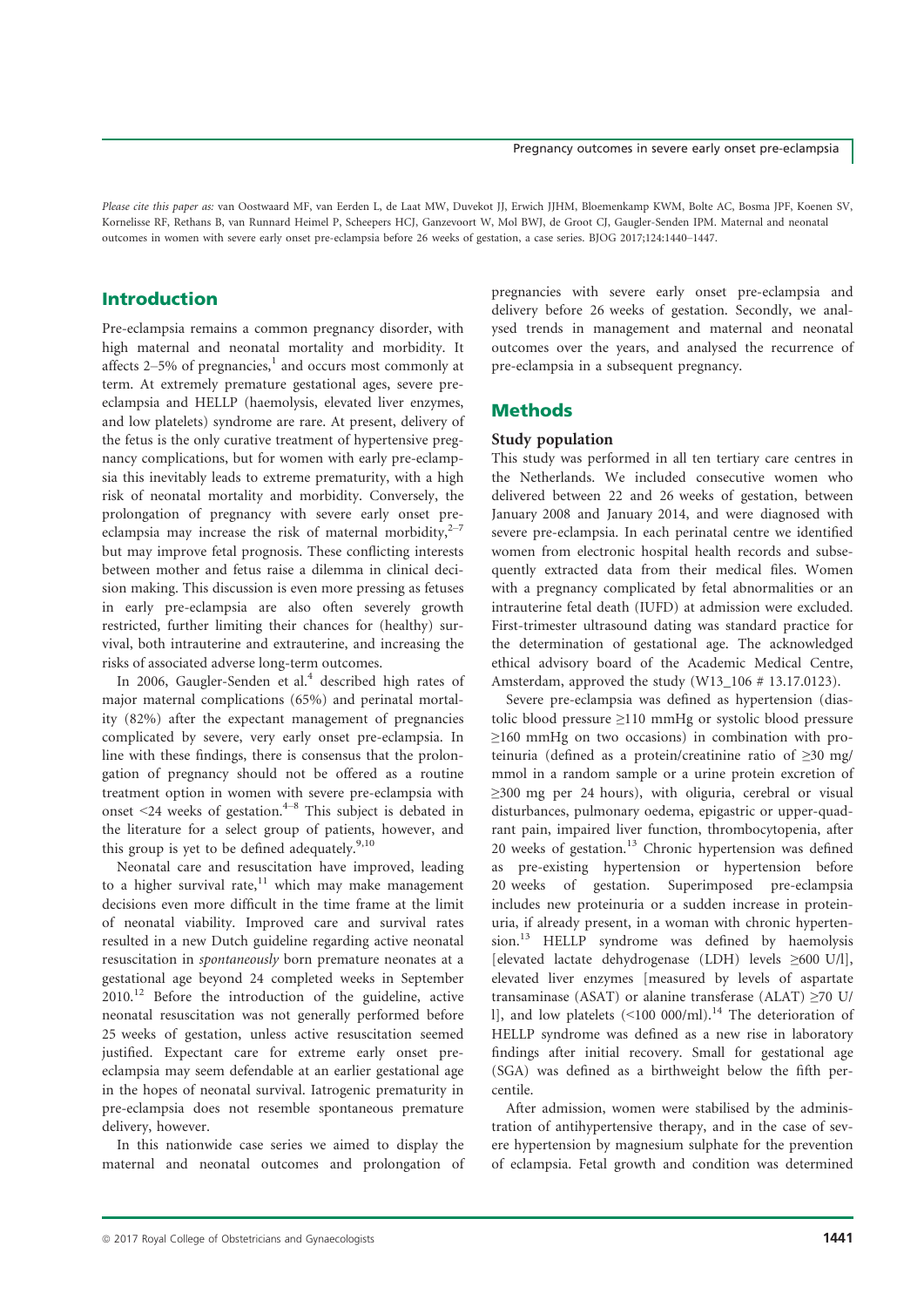*Please cite this paper as:* van Oostwaard MF, van Eerden L, de Laat MW, Duvekot JJ, Erwich JJHM, Bloemenkamp KWM, Bolte AC, Bosma JPF, Koenen SV, Kornelisse RF, Rethans B, van Runnard Heimel P, Scheepers HCJ, Ganzevoort W, Mol BWJ, de Groot CJ, Gaugler-Senden IPM. Maternal and neonatal outcomes in women with severe early onset pre-eclampsia before 26 weeks of gestation, a case series. BJOG 2017;124:1440–1447.

## Introduction

Pre-eclampsia remains a common pregnancy disorder, with high maternal and neonatal mortality and morbidity. It affects 2–5% of pregnancies,[1] and occurs most commonly at term. At extremely premature gestational ages, severe pre-eclampsia and HELLP (haemolysis, elevated liver enzymes, and low platelets) syndrome are rare. At present, delivery of the fetus is the only curative treatment of hypertensive pregnancy complications, but for women with early pre-eclampsia this inevitably leads to extreme prematurity, with a high risk of neonatal mortality and morbidity. Conversely, the prolongation of pregnancy with severe early onset pre-eclampsia may increase the risk of maternal morbidity,[2–7] but may improve fetal prognosis. These conflicting interests between mother and fetus raise a dilemma in clinical decision making. This discussion is even more pressing as fetuses in early pre-eclampsia are also often severely growth restricted, further limiting their chances for (healthy) survival, both intrauterine and extrauterine, and increasing the risks of associated adverse long-term outcomes.

In 2006, Gaugler-Senden et al.[4] described high rates of major maternal complications (65%) and perinatal mortality (82%) after the expectant management of pregnancies complicated by severe, very early onset pre-eclampsia. In line with these findings, there is consensus that the prolongation of pregnancy should not be offered as a routine treatment option in women with severe pre-eclampsia with onset <24 weeks of gestation.[4–8] This subject is debated in the literature for a select group of patients, however, and this group is yet to be defined adequately.[9,10]

Neonatal care and resuscitation have improved, leading to a higher survival rate,[11] which may make management decisions even more difficult in the time frame at the limit of neonatal viability. Improved care and survival rates resulted in a new Dutch guideline regarding active neonatal resuscitation in *spontaneously* born premature neonates at a gestational age beyond 24 completed weeks in September 2010.[12] Before the introduction of the guideline, active neonatal resuscitation was not generally performed before 25 weeks of gestation, unless active resuscitation seemed justified. Expectant care for extreme early onset pre-eclampsia may seem defendable at an earlier gestational age in the hopes of neonatal survival. Iatrogenic prematurity in pre-eclampsia does not resemble spontaneous premature delivery, however.

In this nationwide case series we aimed to display the maternal and neonatal outcomes and prolongation of pregnancies with severe early onset pre-eclampsia and delivery before 26 weeks of gestation. Secondly, we analysed trends in management and maternal and neonatal outcomes over the years, and analysed the recurrence of pre-eclampsia in a subsequent pregnancy.

## Methods

### Study population

This study was performed in all ten tertiary care centres in the Netherlands. We included consecutive women who delivered between 22 and 26 weeks of gestation, between January 2008 and January 2014, and were diagnosed with severe pre-eclampsia. In each perinatal centre we identified women from electronic hospital health records and subsequently extracted data from their medical files. Women with a pregnancy complicated by fetal abnormalities or an intrauterine fetal death (IUFD) at admission were excluded. First-trimester ultrasound dating was standard practice for the determination of gestational age. The acknowledged ethical advisory board of the Academic Medical Centre, Amsterdam, approved the study (W13_106 # 13.17.0123).

Severe pre-eclampsia was defined as hypertension (diastolic blood pressure ≥110 mmHg or systolic blood pressure ≥160 mmHg on two occasions) in combination with proteinuria (defined as a protein/creatinine ratio of ≥30 mg/mmol in a random sample or a urine protein excretion of ≥300 mg per 24 hours), with oliguria, cerebral or visual disturbances, pulmonary oedema, epigastric or upper-quadrant pain, impaired liver function, thrombocytopenia, after 20 weeks of gestation.[13] Chronic hypertension was defined as pre-existing hypertension or hypertension before 20 weeks of gestation. Superimposed pre-eclampsia includes new proteinuria or a sudden increase in proteinuria, if already present, in a woman with chronic hypertension.[13] HELLP syndrome was defined by haemolysis [elevated lactate dehydrogenase (LDH) levels ≥600 U/l], elevated liver enzymes [measured by levels of aspartate transaminase (ASAT) or alanine transferase (ALAT) ≥70 U/l], and low platelets (<100 000/ml).[14] The deterioration of HELLP syndrome was defined as a new rise in laboratory findings after initial recovery. Small for gestational age (SGA) was defined as a birthweight below the fifth percentile.

After admission, women were stabilised by the administration of antihypertensive therapy, and in the case of severe hypertension by magnesium sulphate for the prevention of eclampsia. Fetal growth and condition was determined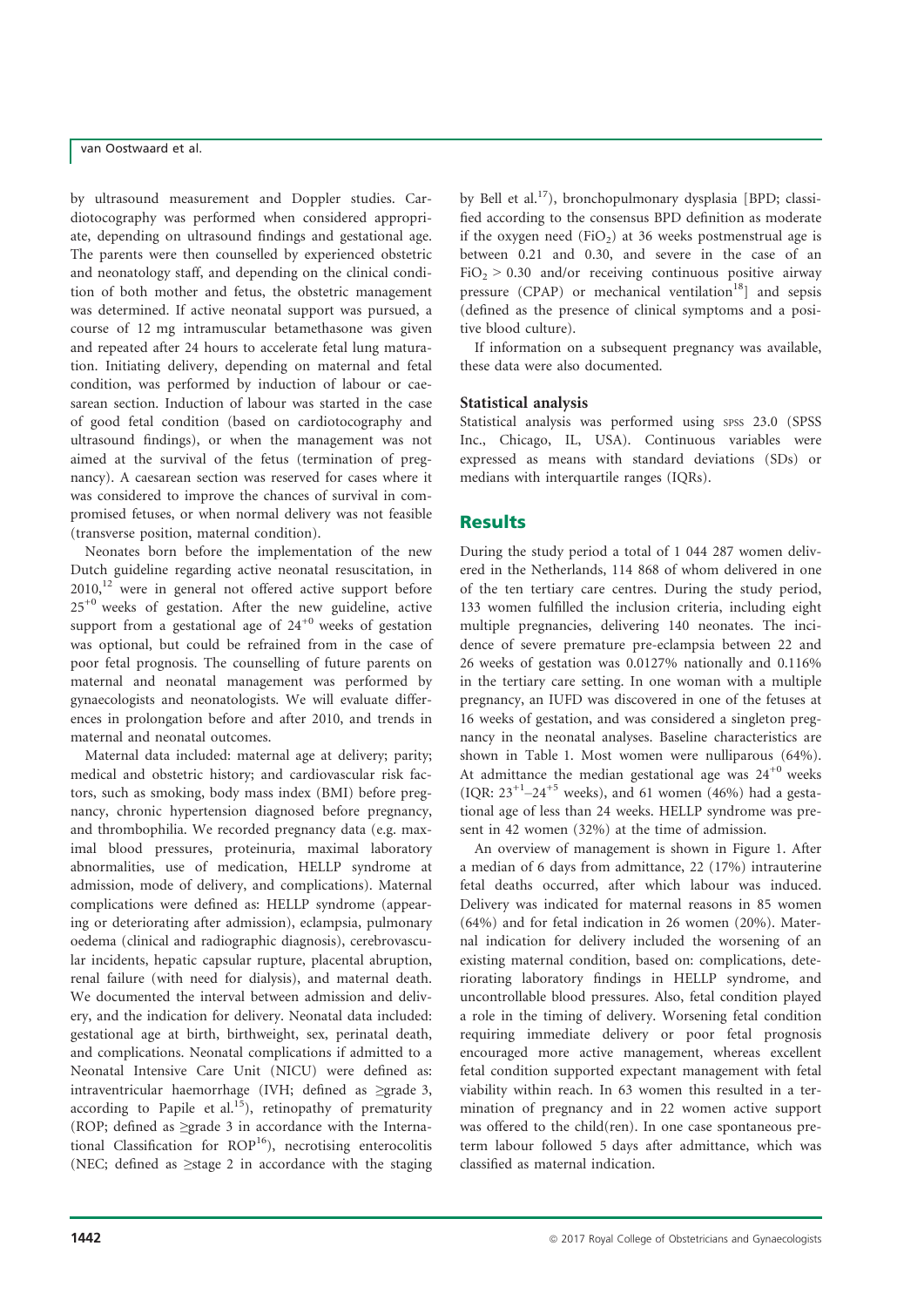by ultrasound measurement and Doppler studies. Cardiotocography was performed when considered appropriate, depending on ultrasound findings and gestational age. The parents were then counselled by experienced obstetric and neonatology staff, and depending on the clinical condition of both mother and fetus, the obstetric management was determined. If active neonatal support was pursued, a course of 12 mg intramuscular betamethasone was given and repeated after 24 hours to accelerate fetal lung maturation. Initiating delivery, depending on maternal and fetal condition, was performed by induction of labour or caesarean section. Induction of labour was started in the case of good fetal condition (based on cardiotocography and ultrasound findings), or when the management was not aimed at the survival of the fetus (termination of pregnancy). A caesarean section was reserved for cases where it was considered to improve the chances of survival in compromised fetuses, or when normal delivery was not feasible (transverse position, maternal condition).

Neonates born before the implementation of the new Dutch guideline regarding active neonatal resuscitation, in 2010,[12] were in general not offered active support before $25^{+0}$ weeks of gestation. After the new guideline, active support from a gestational age of $24^{+0}$ weeks of gestation was optional, but could be refrained from in the case of poor fetal prognosis. The counselling of future parents on maternal and neonatal management was performed by gynaecologists and neonatologists. We will evaluate differences in prolongation before and after 2010, and trends in maternal and neonatal outcomes.

Maternal data included: maternal age at delivery; parity; medical and obstetric history; and cardiovascular risk factors, such as smoking, body mass index (BMI) before pregnancy, chronic hypertension diagnosed before pregnancy, and thrombophilia. We recorded pregnancy data (e.g. maximal blood pressures, proteinuria, maximal laboratory abnormalities, use of medication, HELLP syndrome at admission, mode of delivery, and complications). Maternal complications were defined as: HELLP syndrome (appearing or deteriorating after admission), eclampsia, pulmonary oedema (clinical and radiographic diagnosis), cerebrovascular incidents, hepatic capsular rupture, placental abruption, renal failure (with need for dialysis), and maternal death. We documented the interval between admission and delivery, and the indication for delivery. Neonatal data included: gestational age at birth, birthweight, sex, perinatal death, and complications. Neonatal complications if admitted to a Neonatal Intensive Care Unit (NICU) were defined as: intraventricular haemorrhage (IVH; defined as $\geq$grade 3, according to Papile et al.[15]), retinopathy of prematurity (ROP; defined as $\geq$grade 3 in accordance with the International Classification for ROP[16]), necrotising enterocolitis (NEC; defined as $\geq$stage 2 in accordance with the staging by Bell et al.[17]), bronchopulmonary dysplasia [BPD; classified according to the consensus BPD definition as moderate if the oxygen need ($FiO_2$) at 36 weeks postmenstrual age is between 0.21 and 0.30, and severe in the case of an $FiO_2 > 0.30$ and/or receiving continuous positive airway pressure (CPAP) or mechanical ventilation[18]] and sepsis (defined as the presence of clinical symptoms and a positive blood culture).

If information on a subsequent pregnancy was available, these data were also documented.

### Statistical analysis

Statistical analysis was performed using SPSS 23.0 (SPSS Inc., Chicago, IL, USA). Continuous variables were expressed as means with standard deviations (SDs) or medians with interquartile ranges (IQRs).

## Results

During the study period a total of 1 044 287 women delivered in the Netherlands, 114 868 of whom delivered in one of the ten tertiary care centres. During the study period, 133 women fulfilled the inclusion criteria, including eight multiple pregnancies, delivering 140 neonates. The incidence of severe premature pre-eclampsia between 22 and 26 weeks of gestation was 0.0127% nationally and 0.116% in the tertiary care setting. In one woman with a multiple pregnancy, an IUFD was discovered in one of the fetuses at 16 weeks of gestation, and was considered a singleton pregnancy in the neonatal analyses. Baseline characteristics are shown in Table 1. Most women were nulliparous (64%). At admittance the median gestational age was $24^{+0}$ weeks (IQR: $23^{+1}$–$24^{+5}$ weeks), and 61 women (46%) had a gestational age of less than 24 weeks. HELLP syndrome was present in 42 women (32%) at the time of admission.

An overview of management is shown in Figure 1. After a median of 6 days from admittance, 22 (17%) intrauterine fetal deaths occurred, after which labour was induced. Delivery was indicated for maternal reasons in 85 women (64%) and for fetal indication in 26 women (20%). Maternal indication for delivery included the worsening of an existing maternal condition, based on: complications, deteriorating laboratory findings in HELLP syndrome, and uncontrollable blood pressures. Also, fetal condition played a role in the timing of delivery. Worsening fetal condition requiring immediate delivery or poor fetal prognosis encouraged more active management, whereas excellent fetal condition supported expectant management with fetal viability within reach. In 63 women this resulted in a termination of pregnancy and in 22 women active support was offered to the child(ren). In one case spontaneous preterm labour followed 5 days after admittance, which was classified as maternal indication.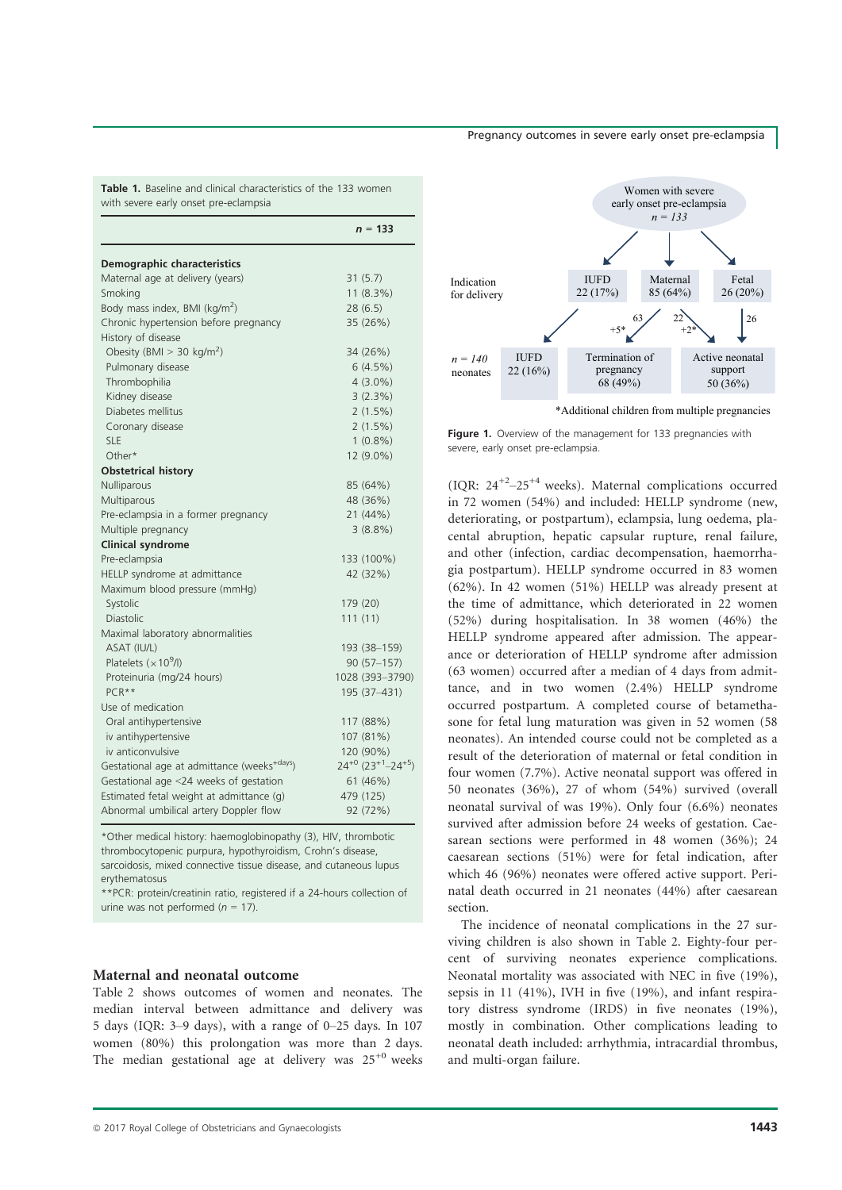**Table 1.** Baseline and clinical characteristics of the 133 women with severe early onset pre-eclampsia

| | $n$ = 133 |
|---|---|
| **Demographic characteristics** | |
| Maternal age at delivery (years) | 31 (5.7) |
| Smoking | 11 (8.3%) |
| Body mass index, BMI (kg/m$^2$) | 28 (6.5) |
| Chronic hypertension before pregnancy | 35 (26%) |
| History of disease | |
| Obesity (BMI > 30 kg/m$^2$) | 34 (26%) |
| Pulmonary disease | 6 (4.5%) |
| Thrombophilia | 4 (3.0%) |
| Kidney disease | 3 (2.3%) |
| Diabetes mellitus | 2 (1.5%) |
| Coronary disease | 2 (1.5%) |
| SLE | 1 (0.8%) |
| Other* | 12 (9.0%) |
| **Obstetrical history** | |
| Nulliparous | 85 (64%) |
| Multiparous | 48 (36%) |
| Pre-eclampsia in a former pregnancy | 21 (44%) |
| Multiple pregnancy | 3 (8.8%) |
| **Clinical syndrome** | |
| Pre-eclampsia | 133 (100%) |
| HELLP syndrome at admittance | 42 (32%) |
| Maximum blood pressure (mmHg) | |
| Systolic | 179 (20) |
| Diastolic | 111 (11) |
| Maximal laboratory abnormalities | |
| ASAT (IU/L) | 193 (38–159) |
| Platelets ($\times 10^9$/l) | 90 (57–157) |
| Proteinuria (mg/24 hours) | 1028 (393–3790) |
| PCR** | 195 (37–431) |
| Use of medication | |
| Oral antihypertensive | 117 (88%) |
| iv antihypertensive | 107 (81%) |
| iv anticonvulsive | 120 (90%) |
| Gestational age at admittance (weeks$^{+days}$) | $24^{+0}$ ($23^{+1}$–$24^{+5}$) |
| Gestational age <24 weeks of gestation | 61 (46%) |
| Estimated fetal weight at admittance (g) | 479 (125) |
| Abnormal umbilical artery Doppler flow | 92 (72%) |

*Other medical history: haemoglobinopathy (3), HIV, thrombotic thrombocytopenic purpura, hypothyroidism, Crohn's disease, sarcoidosis, mixed connective tissue disease, and cutaneous lupus erythematosus

**PCR: protein/creatinin ratio, registered if a 24-hours collection of urine was not performed ($n$ = 17).

Women with severe early onset pre-eclampsia $n$ = 133

Indication for delivery: IUFD 22 (17%); Maternal 85 (64%); Fetal 26 (20%)

Maternal → Termination of pregnancy: 63 (+5*); Maternal → Active neonatal support: 22 (+2*); Fetal → Active neonatal support: 26

$n$ = 140 neonates: IUFD 22 (16%); Termination of pregnancy 68 (49%); Active neonatal support 50 (36%)

*Additional children from multiple pregnancies

**Figure 1.** Overview of the management for 133 pregnancies with severe, early onset pre-eclampsia.

## Maternal and neonatal outcome

Table 2 shows outcomes of women and neonates. The median interval between admittance and delivery was 5 days (IQR: 3–9 days), with a range of 0–25 days. In 107 women (80%) this prolongation was more than 2 days. The median gestational age at delivery was $25^{+0}$ weeks (IQR: $24^{+2}$–$25^{+4}$ weeks). Maternal complications occurred in 72 women (54%) and included: HELLP syndrome (new, deteriorating, or postpartum), eclampsia, lung oedema, placental abruption, hepatic capsular rupture, renal failure, and other (infection, cardiac decompensation, haemorrhagia postpartum). HELLP syndrome occurred in 83 women (62%). In 42 women (51%) HELLP was already present at the time of admittance, which deteriorated in 22 women (52%) during hospitalisation. In 38 women (46%) the HELLP syndrome appeared after admission. The appearance or deterioration of HELLP syndrome after admission (63 women) occurred after a median of 4 days from admittance, and in two women (2.4%) HELLP syndrome occurred postpartum. A completed course of betamethasone for fetal lung maturation was given in 52 women (58 neonates). An intended course could not be completed as a result of the deterioration of maternal or fetal condition in four women (7.7%). Active neonatal support was offered in 50 neonates (36%), 27 of whom (54%) survived (overall neonatal survival of was 19%). Only four (6.6%) neonates survived after admission before 24 weeks of gestation. Caesarean sections were performed in 48 women (36%); 24 caesarean sections (51%) were for fetal indication, after which 46 (96%) neonates were offered active support. Perinatal death occurred in 21 neonates (44%) after caesarean section.

The incidence of neonatal complications in the 27 surviving children is also shown in Table 2. Eighty-four percent of surviving neonates experience complications. Neonatal mortality was associated with NEC in five (19%), sepsis in 11 (41%), IVH in five (19%), and infant respiratory distress syndrome (IRDS) in five neonates (19%), mostly in combination. Other complications leading to neonatal death included: arrhythmia, intracardial thrombus, and multi-organ failure.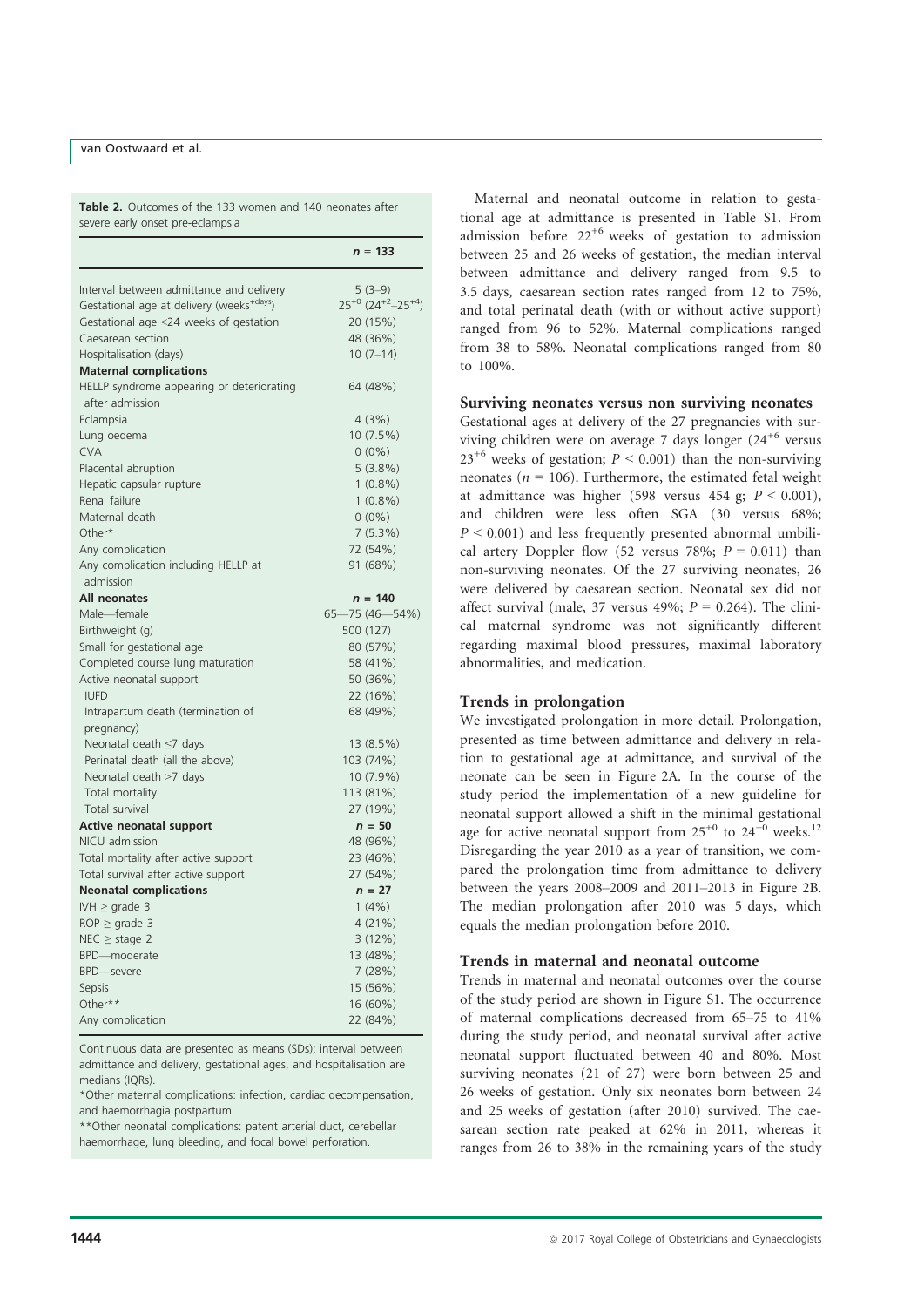**Table 2.** Outcomes of the 133 women and 140 neonates after severe early onset pre-eclampsia

| | $n$ = 133 |
|---|---|
| Interval between admittance and delivery | 5 (3–9) |
| Gestational age at delivery (weeks$^{+days}$) | $25^{+0}$ ($24^{+2}$–$25^{+4}$) |
| Gestational age <24 weeks of gestation | 20 (15%) |
| Caesarean section | 48 (36%) |
| Hospitalisation (days) | 10 (7–14) |
| **Maternal complications** | |
| HELLP syndrome appearing or deteriorating after admission | 64 (48%) |
| Eclampsia | 4 (3%) |
| Lung oedema | 10 (7.5%) |
| CVA | 0 (0%) |
| Placental abruption | 5 (3.8%) |
| Hepatic capsular rupture | 1 (0.8%) |
| Renal failure | 1 (0.8%) |
| Maternal death | 0 (0%) |
| Other* | 7 (5.3%) |
| Any complication | 72 (54%) |
| Any complication including HELLP at admission | 91 (68%) |
| **All neonates** | $n$ = 140 |
| Male—female | 65—75 (46—54%) |
| Birthweight (g) | 500 (127) |
| Small for gestational age | 80 (57%) |
| Completed course lung maturation | 58 (41%) |
| Active neonatal support | 50 (36%) |
| IUFD | 22 (16%) |
| Intrapartum death (termination of pregnancy) | 68 (49%) |
| Neonatal death ≤7 days | 13 (8.5%) |
| Perinatal death (all the above) | 103 (74%) |
| Neonatal death >7 days | 10 (7.9%) |
| Total mortality | 113 (81%) |
| Total survival | 27 (19%) |
| **Active neonatal support** | $n$ = 50 |
| NICU admission | 48 (96%) |
| Total mortality after active support | 23 (46%) |
| Total survival after active support | 27 (54%) |
| **Neonatal complications** | $n$ = 27 |
| IVH ≥ grade 3 | 1 (4%) |
| ROP ≥ grade 3 | 4 (21%) |
| NEC ≥ stage 2 | 3 (12%) |
| BPD—moderate | 13 (48%) |
| BPD—severe | 7 (28%) |
| Sepsis | 15 (56%) |
| Other** | 16 (60%) |
| Any complication | 22 (84%) |

Continuous data are presented as means (SDs); interval between admittance and delivery, gestational ages, and hospitalisation are medians (IQRs).

*Other maternal complications: infection, cardiac decompensation, and haemorrhagia postpartum.

**Other neonatal complications: patent arterial duct, cerebellar haemorrhage, lung bleeding, and focal bowel perforation.

Maternal and neonatal outcome in relation to gestational age at admittance is presented in Table S1. From admission before $22^{+6}$ weeks of gestation to admission between 25 and 26 weeks of gestation, the median interval between admittance and delivery ranged from 9.5 to 3.5 days, caesarean section rates ranged from 12 to 75%, and total perinatal death (with or without active support) ranged from 96 to 52%. Maternal complications ranged from 38 to 58%. Neonatal complications ranged from 80 to 100%.

### Surviving neonates versus non surviving neonates

Gestational ages at delivery of the 27 pregnancies with surviving children were on average 7 days longer ($24^{+6}$ versus $23^{+6}$ weeks of gestation; $P < 0.001$) than the non-surviving neonates ($n = 106$). Furthermore, the estimated fetal weight at admittance was higher (598 versus 454 g; $P < 0.001$), and children were less often SGA (30 versus 68%; $P < 0.001$) and less frequently presented abnormal umbilical artery Doppler flow (52 versus 78%; $P = 0.011$) than non-surviving neonates. Of the 27 surviving neonates, 26 were delivered by caesarean section. Neonatal sex did not affect survival (male, 37 versus 49%; $P = 0.264$). The clinical maternal syndrome was not significantly different regarding maximal blood pressures, maximal laboratory abnormalities, and medication.

### Trends in prolongation

We investigated prolongation in more detail. Prolongation, presented as time between admittance and delivery in relation to gestational age at admittance, and survival of the neonate can be seen in Figure 2A. In the course of the study period the implementation of a new guideline for neonatal support allowed a shift in the minimal gestational age for active neonatal support from $25^{+0}$ to $24^{+0}$ weeks.[12] Disregarding the year 2010 as a year of transition, we compared the prolongation time from admittance to delivery between the years 2008–2009 and 2011–2013 in Figure 2B. The median prolongation after 2010 was 5 days, which equals the median prolongation before 2010.

### Trends in maternal and neonatal outcome

Trends in maternal and neonatal outcomes over the course of the study period are shown in Figure S1. The occurrence of maternal complications decreased from 65–75 to 41% during the study period, and neonatal survival after active neonatal support fluctuated between 40 and 80%. Most surviving neonates (21 of 27) were born between 25 and 26 weeks of gestation. Only six neonates born between 24 and 25 weeks of gestation (after 2010) survived. The caesarean section rate peaked at 62% in 2011, whereas it ranges from 26 to 38% in the remaining years of the study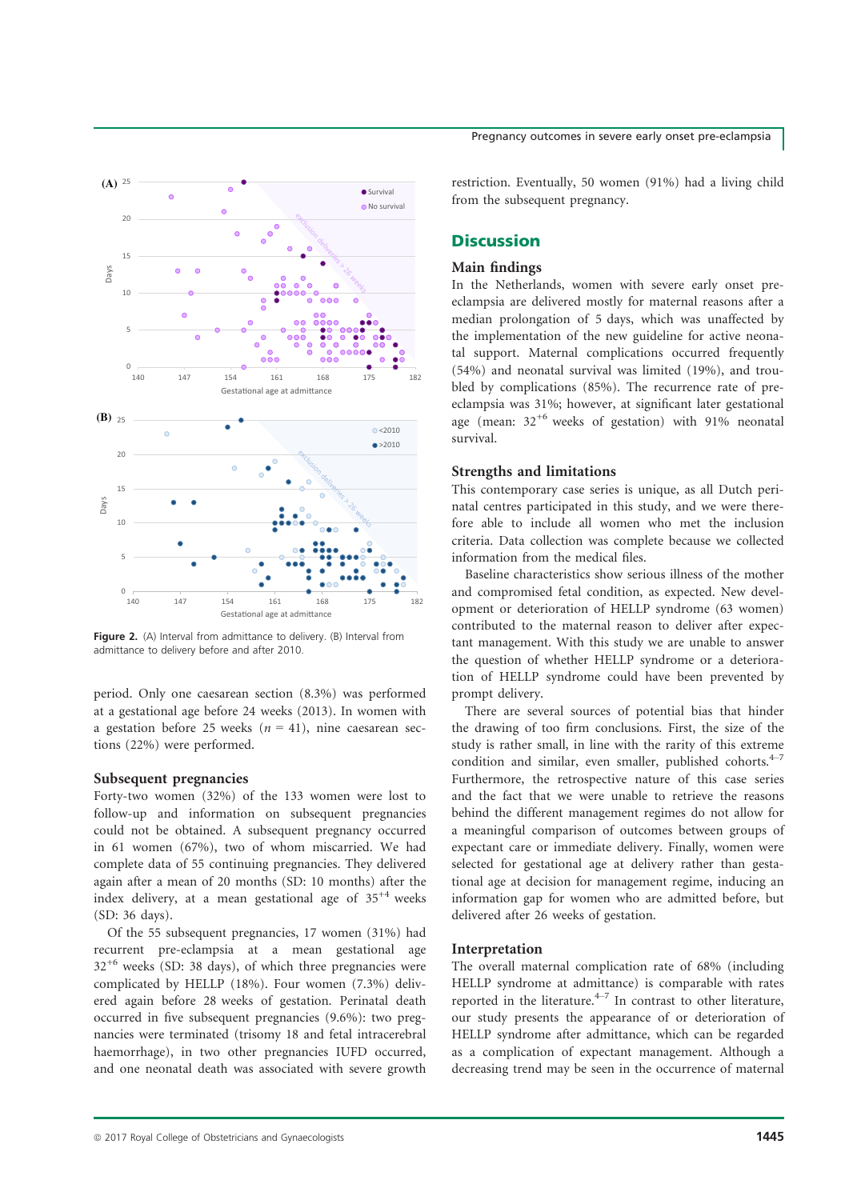Figure 2. (A) Interval from admittance to delivery. (B) Interval from admittance to delivery before and after 2010.

period. Only one caesarean section (8.3%) was performed at a gestational age before 24 weeks (2013). In women with a gestation before 25 weeks ($n$ = 41), nine caesarean sections (22%) were performed.

### Subsequent pregnancies

Forty-two women (32%) of the 133 women were lost to follow-up and information on subsequent pregnancies could not be obtained. A subsequent pregnancy occurred in 61 women (67%), two of whom miscarried. We had complete data of 55 continuing pregnancies. They delivered again after a mean of 20 months (SD: 10 months) after the index delivery, at a mean gestational age of $35^{+4}$ weeks (SD: 36 days).

Of the 55 subsequent pregnancies, 17 women (31%) had recurrent pre-eclampsia at a mean gestational age $32^{+6}$ weeks (SD: 38 days), of which three pregnancies were complicated by HELLP (18%). Four women (7.3%) delivered again before 28 weeks of gestation. Perinatal death occurred in five subsequent pregnancies (9.6%): two pregnancies were terminated (trisomy 18 and fetal intracerebral haemorrhage), in two other pregnancies IUFD occurred, and one neonatal death was associated with severe growth restriction. Eventually, 50 women (91%) had a living child from the subsequent pregnancy.

## Discussion

### Main findings

In the Netherlands, women with severe early onset pre-eclampsia are delivered mostly for maternal reasons after a median prolongation of 5 days, which was unaffected by the implementation of the new guideline for active neonatal support. Maternal complications occurred frequently (54%) and neonatal survival was limited (19%), and troubled by complications (85%). The recurrence rate of pre-eclampsia was 31%; however, at significant later gestational age (mean: $32^{+6}$ weeks of gestation) with 91% neonatal survival.

### Strengths and limitations

This contemporary case series is unique, as all Dutch perinatal centres participated in this study, and we were therefore able to include all women who met the inclusion criteria. Data collection was complete because we collected information from the medical files.

Baseline characteristics show serious illness of the mother and compromised fetal condition, as expected. New development or deterioration of HELLP syndrome (63 women) contributed to the maternal reason to deliver after expectant management. With this study we are unable to answer the question of whether HELLP syndrome or a deterioration of HELLP syndrome could have been prevented by prompt delivery.

There are several sources of potential bias that hinder the drawing of too firm conclusions. First, the size of the study is rather small, in line with the rarity of this extreme condition and similar, even smaller, published cohorts.[4–7] Furthermore, the retrospective nature of this case series and the fact that we were unable to retrieve the reasons behind the different management regimes do not allow for a meaningful comparison of outcomes between groups of expectant care or immediate delivery. Finally, women were selected for gestational age at delivery rather than gestational age at decision for management regime, inducing an information gap for women who are admitted before, but delivered after 26 weeks of gestation.

### Interpretation

The overall maternal complication rate of 68% (including HELLP syndrome at admittance) is comparable with rates reported in the literature.[4–7] In contrast to other literature, our study presents the appearance of or deterioration of HELLP syndrome after admittance, which can be regarded as a complication of expectant management. Although a decreasing trend may be seen in the occurrence of maternal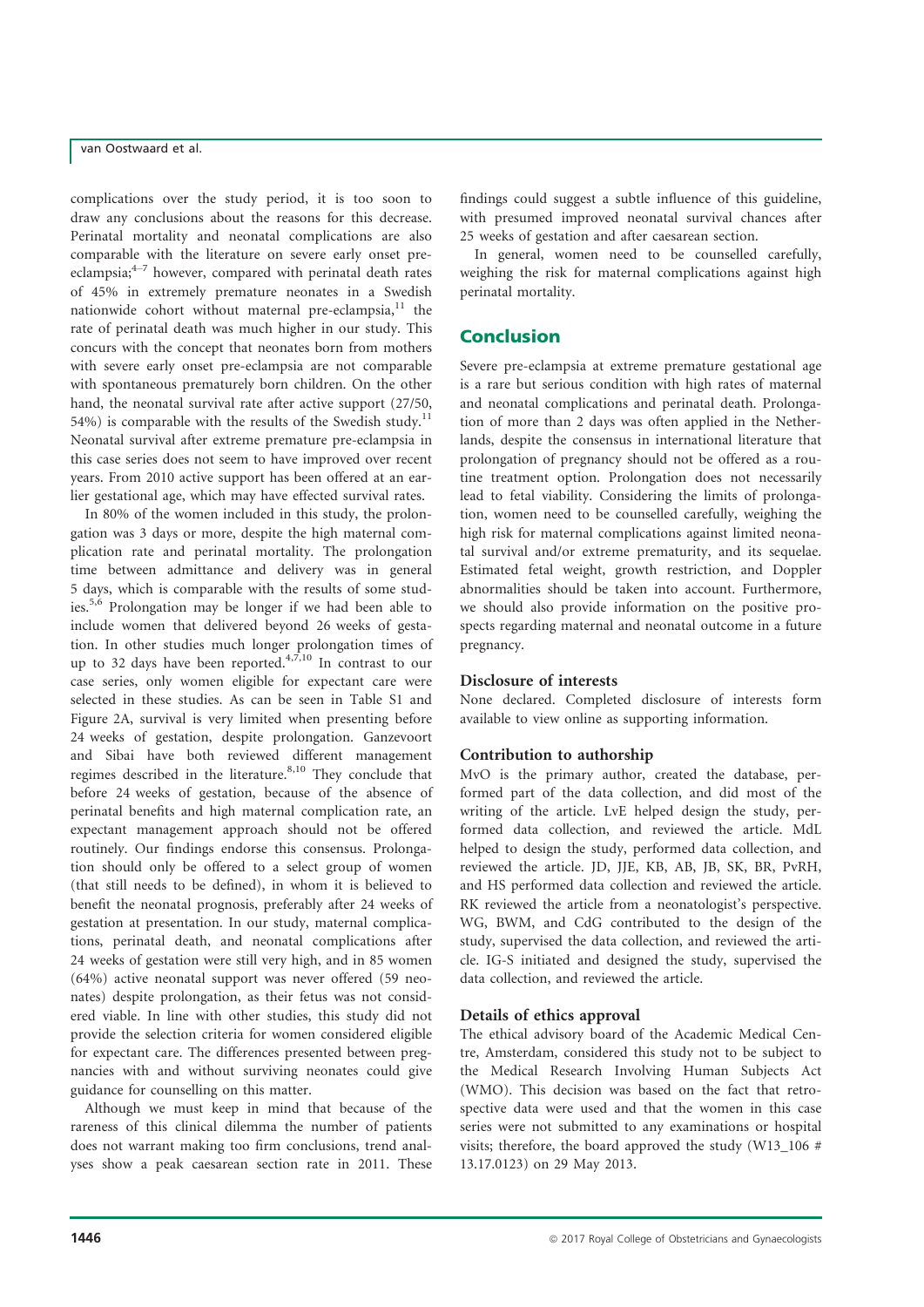complications over the study period, it is too soon to draw any conclusions about the reasons for this decrease. Perinatal mortality and neonatal complications are also comparable with the literature on severe early onset pre-eclampsia;[4–7] however, compared with perinatal death rates of 45% in extremely premature neonates in a Swedish nationwide cohort without maternal pre-eclampsia,[11] the rate of perinatal death was much higher in our study. This concurs with the concept that neonates born from mothers with severe early onset pre-eclampsia are not comparable with spontaneous prematurely born children. On the other hand, the neonatal survival rate after active support (27/50, 54%) is comparable with the results of the Swedish study.[11] Neonatal survival after extreme premature pre-eclampsia in this case series does not seem to have improved over recent years. From 2010 active support has been offered at an earlier gestational age, which may have effected survival rates.

In 80% of the women included in this study, the prolongation was 3 days or more, despite the high maternal complication rate and perinatal mortality. The prolongation time between admittance and delivery was in general 5 days, which is comparable with the results of some studies.[5,6] Prolongation may be longer if we had been able to include women that delivered beyond 26 weeks of gestation. In other studies much longer prolongation times of up to 32 days have been reported.[4,7,10] In contrast to our case series, only women eligible for expectant care were selected in these studies. As can be seen in Table S1 and Figure 2A, survival is very limited when presenting before 24 weeks of gestation, despite prolongation. Ganzevoort and Sibai have both reviewed different management regimes described in the literature.[8,10] They conclude that before 24 weeks of gestation, because of the absence of perinatal benefits and high maternal complication rate, an expectant management approach should not be offered routinely. Our findings endorse this consensus. Prolongation should only be offered to a select group of women (that still needs to be defined), in whom it is believed to benefit the neonatal prognosis, preferably after 24 weeks of gestation at presentation. In our study, maternal complications, perinatal death, and neonatal complications after 24 weeks of gestation were still very high, and in 85 women (64%) active neonatal support was never offered (59 neonates) despite prolongation, as their fetus was not considered viable. In line with other studies, this study did not provide the selection criteria for women considered eligible for expectant care. The differences presented between pregnancies with and without surviving neonates could give guidance for counselling on this matter.

Although we must keep in mind that because of the rareness of this clinical dilemma the number of patients does not warrant making too firm conclusions, trend analyses show a peak caesarean section rate in 2011. These findings could suggest a subtle influence of this guideline, with presumed improved neonatal survival chances after 25 weeks of gestation and after caesarean section.

In general, women need to be counselled carefully, weighing the risk for maternal complications against high perinatal mortality.

## Conclusion

Severe pre-eclampsia at extreme premature gestational age is a rare but serious condition with high rates of maternal and neonatal complications and perinatal death. Prolongation of more than 2 days was often applied in the Netherlands, despite the consensus in international literature that prolongation of pregnancy should not be offered as a routine treatment option. Prolongation does not necessarily lead to fetal viability. Considering the limits of prolongation, women need to be counselled carefully, weighing the high risk for maternal complications against limited neonatal survival and/or extreme prematurity, and its sequelae. Estimated fetal weight, growth restriction, and Doppler abnormalities should be taken into account. Furthermore, we should also provide information on the positive prospects regarding maternal and neonatal outcome in a future pregnancy.

### Disclosure of interests

None declared. Completed disclosure of interests form available to view online as supporting information.

### Contribution to authorship

MvO is the primary author, created the database, performed part of the data collection, and did most of the writing of the article. LvE helped design the study, performed data collection, and reviewed the article. MdL helped to design the study, performed data collection, and reviewed the article. JD, JJE, KB, AB, JB, SK, BR, PvRH, and HS performed data collection and reviewed the article. RK reviewed the article from a neonatologist's perspective. WG, BWM, and CdG contributed to the design of the study, supervised the data collection, and reviewed the article. IG-S initiated and designed the study, supervised the data collection, and reviewed the article.

### Details of ethics approval

The ethical advisory board of the Academic Medical Centre, Amsterdam, considered this study not to be subject to the Medical Research Involving Human Subjects Act (WMO). This decision was based on the fact that retrospective data were used and that the women in this case series were not submitted to any examinations or hospital visits; therefore, the board approved the study (W13_106 # 13.17.0123) on 29 May 2013.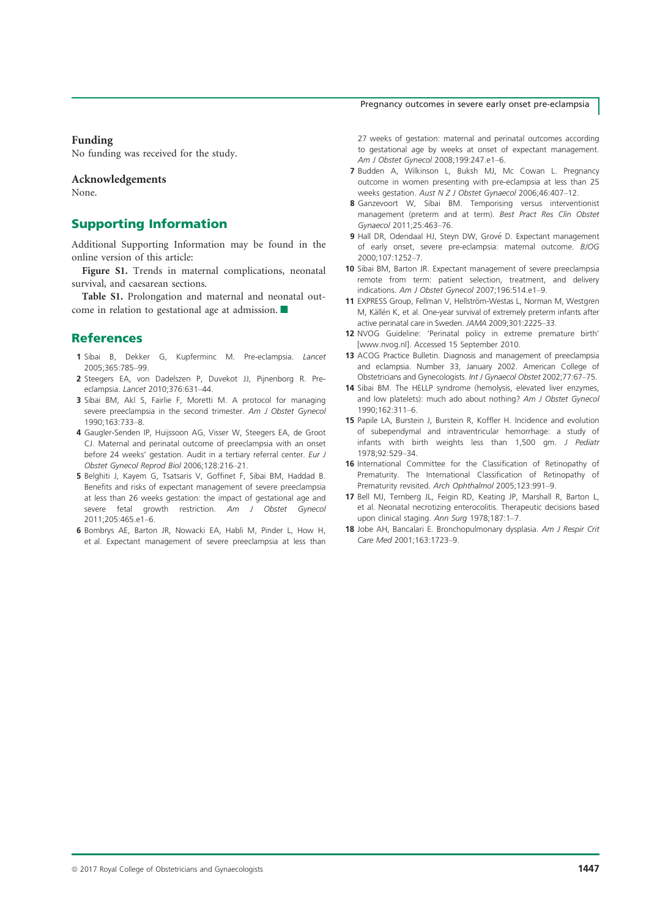### Funding

No funding was received for the study.

### Acknowledgements

None.

## Supporting Information

Additional Supporting Information may be found in the online version of this article:

**Figure S1.** Trends in maternal complications, neonatal survival, and caesarean sections.

**Table S1.** Prolongation and maternal and neonatal outcome in relation to gestational age at admission. ■

## References

1. Sibai B, Dekker G, Kupferminc M. Pre-eclampsia. *Lancet* 2005;365:785–99.
2. Steegers EA, von Dadelszen P, Duvekot JJ, Pijnenborg R. Pre-eclampsia. *Lancet* 2010;376:631–44.
3. Sibai BM, Akl S, Fairlie F, Moretti M. A protocol for managing severe preeclampsia in the second trimester. *Am J Obstet Gynecol* 1990;163:733–8.
4. Gaugler-Senden IP, Huijssoon AG, Visser W, Steegers EA, de Groot CJ. Maternal and perinatal outcome of preeclampsia with an onset before 24 weeks' gestation. Audit in a tertiary referral center. *Eur J Obstet Gynecol Reprod Biol* 2006;128:216–21.
5. Belghiti J, Kayem G, Tsatsaris V, Goffinet F, Sibai BM, Haddad B. Benefits and risks of expectant management of severe preeclampsia at less than 26 weeks gestation: the impact of gestational age and severe fetal growth restriction. *Am J Obstet Gynecol* 2011;205:465.e1–6.
6. Bombrys AE, Barton JR, Nowacki EA, Habli M, Pinder L, How H, et al. Expectant management of severe preeclampsia at less than 27 weeks of gestation: maternal and perinatal outcomes according to gestational age by weeks at onset of expectant management. *Am J Obstet Gynecol* 2008;199:247.e1–6.
7. Budden A, Wilkinson L, Buksh MJ, Mc Cowan L. Pregnancy outcome in women presenting with pre-eclampsia at less than 25 weeks gestation. *Aust N Z J Obstet Gynaecol* 2006;46:407–12.
8. Ganzevoort W, Sibai BM. Temporising versus interventionist management (preterm and at term). *Best Pract Res Clin Obstet Gynaecol* 2011;25:463–76.
9. Hall DR, Odendaal HJ, Steyn DW, Grové D. Expectant management of early onset, severe pre-eclampsia: maternal outcome. *BJOG* 2000;107:1252–7.
10. Sibai BM, Barton JR. Expectant management of severe preeclampsia remote from term: patient selection, treatment, and delivery indications. *Am J Obstet Gynecol* 2007;196:514.e1–9.
11. EXPRESS Group, Fellman V, Hellström-Westas L, Norman M, Westgren M, Källén K, et al. One-year survival of extremely preterm infants after active perinatal care in Sweden. *JAMA* 2009;301:2225–33.
12. NVOG Guideline: 'Perinatal policy in extreme premature birth' [www.nvog.nl]. Accessed 15 September 2010.
13. ACOG Practice Bulletin. Diagnosis and management of preeclampsia and eclampsia. Number 33, January 2002. American College of Obstetricians and Gynecologists. *Int J Gynaecol Obstet* 2002;77:67–75.
14. Sibai BM. The HELLP syndrome (hemolysis, elevated liver enzymes, and low platelets): much ado about nothing? *Am J Obstet Gynecol* 1990;162:311–6.
15. Papile LA, Burstein J, Burstein R, Koffler H. Incidence and evolution of subependymal and intraventricular hemorrhage: a study of infants with birth weights less than 1,500 gm. *J Pediatr* 1978;92:529–34.
16. International Committee for the Classification of Retinopathy of Prematurity. The International Classification of Retinopathy of Prematurity revisited. *Arch Ophthalmol* 2005;123:991–9.
17. Bell MJ, Ternberg JL, Feigin RD, Keating JP, Marshall R, Barton L, et al. Neonatal necrotizing enterocolitis. Therapeutic decisions based upon clinical staging. *Ann Surg* 1978;187:1–7.
18. Jobe AH, Bancalari E. Bronchopulmonary dysplasia. *Am J Respir Crit Care Med* 2001;163:1723–9.